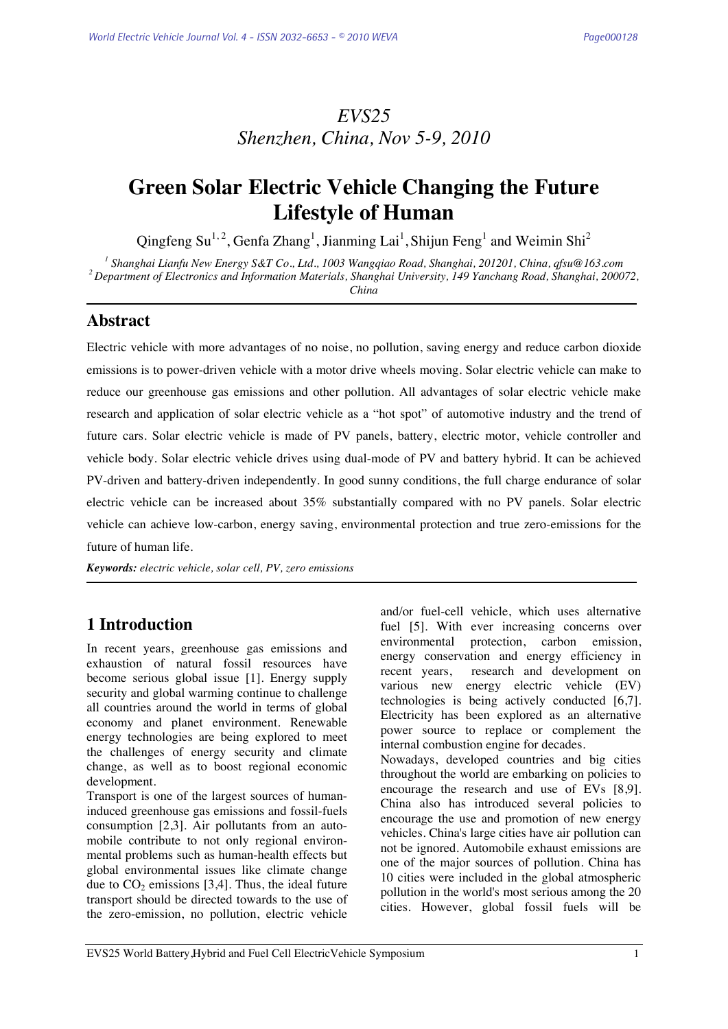*EVS25*
*Shenzhen, China, Nov 5-9, 2010*

# Green Solar Electric Vehicle Changing the Future Lifestyle of Human

Qingfeng Su[1,2], Genfa Zhang[1], Jianming Lai[1], Shijun Feng[1] and Weimin Shi[2]

[1] *Shanghai Lianfu New Energy S&T Co., Ltd., 1003 Wangqiao Road, Shanghai, 201201, China, qfsu@163.com*
[2] *Department of Electronics and Information Materials, Shanghai University, 149 Yanchang Road, Shanghai, 200072, China*

## Abstract

Electric vehicle with more advantages of no noise, no pollution, saving energy and reduce carbon dioxide emissions is to power-driven vehicle with a motor drive wheels moving. Solar electric vehicle can make to reduce our greenhouse gas emissions and other pollution. All advantages of solar electric vehicle make research and application of solar electric vehicle as a "hot spot" of automotive industry and the trend of future cars. Solar electric vehicle is made of PV panels, battery, electric motor, vehicle controller and vehicle body. Solar electric vehicle drives using dual-mode of PV and battery hybrid. It can be achieved PV-driven and battery-driven independently. In good sunny conditions, the full charge endurance of solar electric vehicle can be increased about 35% substantially compared with no PV panels. Solar electric vehicle can achieve low-carbon, energy saving, environmental protection and true zero-emissions for the future of human life.

***Keywords:*** *electric vehicle, solar cell, PV, zero emissions*

## 1 Introduction

In recent years, greenhouse gas emissions and exhaustion of natural fossil resources have become serious global issue [1]. Energy supply security and global warming continue to challenge all countries around the world in terms of global economy and planet environment. Renewable energy technologies are being explored to meet the challenges of energy security and climate change, as well as to boost regional economic development.

Transport is one of the largest sources of human-induced greenhouse gas emissions and fossil-fuels consumption [2,3]. Air pollutants from an automobile contribute to not only regional environmental problems such as human-health effects but global environmental issues like climate change due to $CO_2$ emissions [3,4]. Thus, the ideal future transport should be directed towards to the use of the zero-emission, no pollution, electric vehicle and/or fuel-cell vehicle, which uses alternative fuel [5]. With ever increasing concerns over environmental protection, carbon emission, energy conservation and energy efficiency in recent years, research and development on various new energy electric vehicle (EV) technologies is being actively conducted [6,7]. Electricity has been explored as an alternative power source to replace or complement the internal combustion engine for decades.

Nowadays, developed countries and big cities throughout the world are embarking on policies to encourage the research and use of EVs [8,9]. China also has introduced several policies to encourage the use and promotion of new energy vehicles. China's large cities have air pollution can not be ignored. Automobile exhaust emissions are one of the major sources of pollution. China has 10 cities were included in the global atmospheric pollution in the world's most serious among the 20 cities. However, global fossil fuels will be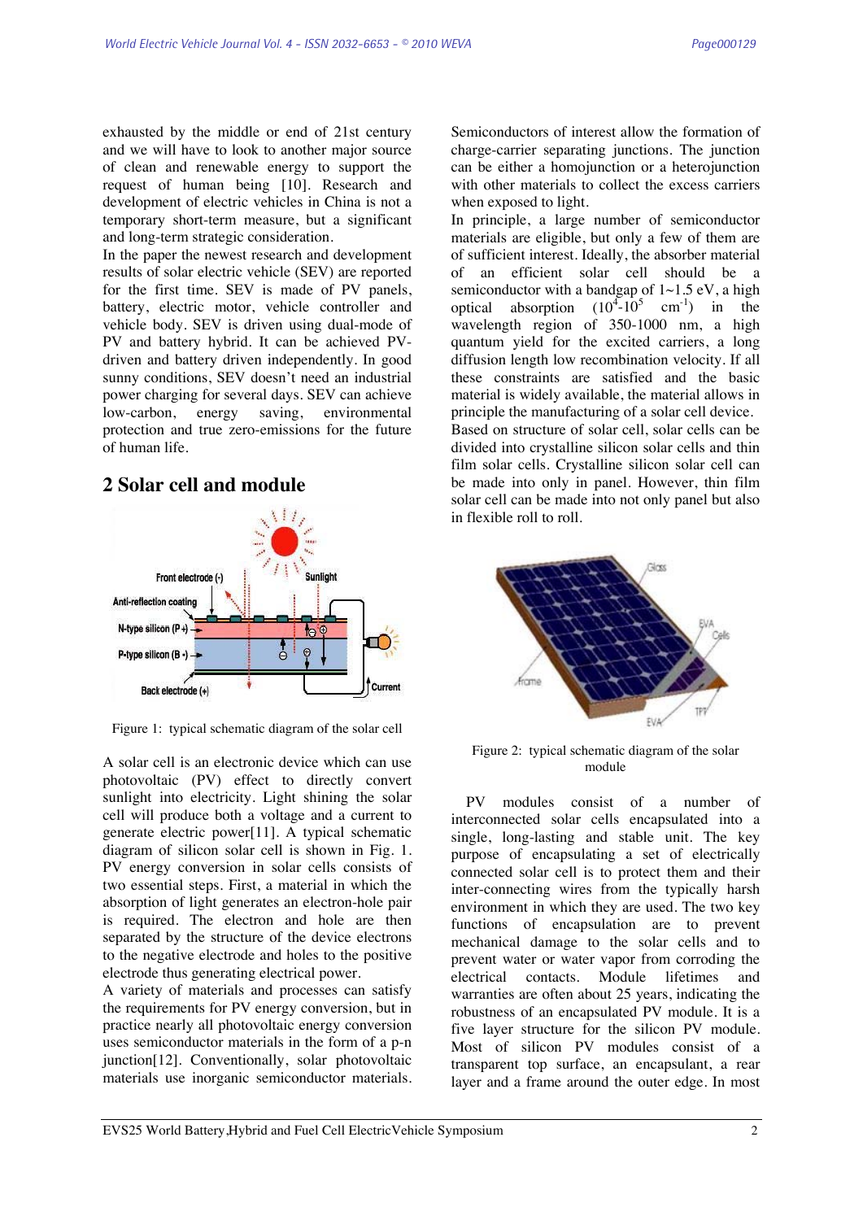exhausted by the middle or end of 21st century and we will have to look to another major source of clean and renewable energy to support the request of human being [10]. Research and development of electric vehicles in China is not a temporary short-term measure, but a significant and long-term strategic consideration.

In the paper the newest research and development results of solar electric vehicle (SEV) are reported for the first time. SEV is made of PV panels, battery, electric motor, vehicle controller and vehicle body. SEV is driven using dual-mode of PV and battery hybrid. It can be achieved PV-driven and battery driven independently. In good sunny conditions, SEV doesn't need an industrial power charging for several days. SEV can achieve low-carbon, energy saving, environmental protection and true zero-emissions for the future of human life.

## 2 Solar cell and module

Figure 1: typical schematic diagram of the solar cell

A solar cell is an electronic device which can use photovoltaic (PV) effect to directly convert sunlight into electricity. Light shining the solar cell will produce both a voltage and a current to generate electric power[11]. A typical schematic diagram of silicon solar cell is shown in Fig. 1. PV energy conversion in solar cells consists of two essential steps. First, a material in which the absorption of light generates an electron-hole pair is required. The electron and hole are then separated by the structure of the device electrons to the negative electrode and holes to the positive electrode thus generating electrical power.

A variety of materials and processes can satisfy the requirements for PV energy conversion, but in practice nearly all photovoltaic energy conversion uses semiconductor materials in the form of a p-n junction[12]. Conventionally, solar photovoltaic materials use inorganic semiconductor materials. Semiconductors of interest allow the formation of charge-carrier separating junctions. The junction can be either a homojunction or a heterojunction with other materials to collect the excess carriers when exposed to light.

In principle, a large number of semiconductor materials are eligible, but only a few of them are of sufficient interest. Ideally, the absorber material of an efficient solar cell should be a semiconductor with a bandgap of 1~1.5 eV, a high optical absorption ($10^4$-$10^5$ $cm^{-1}$) in the wavelength region of 350-1000 nm, a high quantum yield for the excited carriers, a long diffusion length low recombination velocity. If all these constraints are satisfied and the basic material is widely available, the material allows in principle the manufacturing of a solar cell device.

Based on structure of solar cell, solar cells can be divided into crystalline silicon solar cells and thin film solar cells. Crystalline silicon solar cell can be made into only in panel. However, thin film solar cell can be made into not only panel but also in flexible roll to roll.

Figure 2: typical schematic diagram of the solar module

PV modules consist of a number of interconnected solar cells encapsulated into a single, long-lasting and stable unit. The key purpose of encapsulating a set of electrically connected solar cell is to protect them and their inter-connecting wires from the typically harsh environment in which they are used. The two key functions of encapsulation are to prevent mechanical damage to the solar cells and to prevent water or water vapor from corroding the electrical contacts. Module lifetimes and warranties are often about 25 years, indicating the robustness of an encapsulated PV module. It is a five layer structure for the silicon PV module. Most of silicon PV modules consist of a transparent top surface, an encapsulant, a rear layer and a frame around the outer edge. In most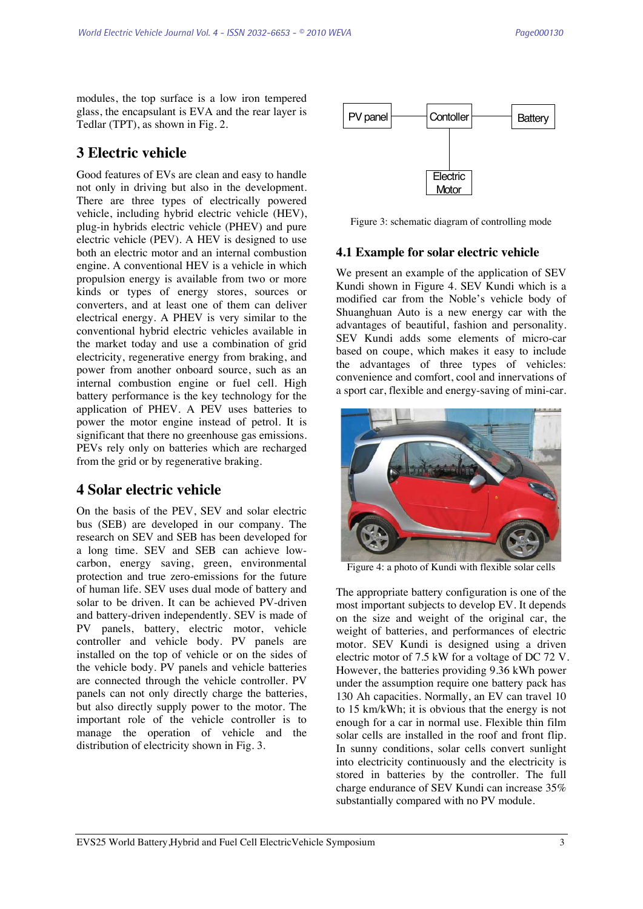modules, the top surface is a low iron tempered glass, the encapsulant is EVA and the rear layer is Tedlar (TPT), as shown in Fig. 2.

## 3 Electric vehicle

Good features of EVs are clean and easy to handle not only in driving but also in the development. There are three types of electrically powered vehicle, including hybrid electric vehicle (HEV), plug-in hybrids electric vehicle (PHEV) and pure electric vehicle (PEV). A HEV is designed to use both an electric motor and an internal combustion engine. A conventional HEV is a vehicle in which propulsion energy is available from two or more kinds or types of energy stores, sources or converters, and at least one of them can deliver electrical energy. A PHEV is very similar to the conventional hybrid electric vehicles available in the market today and use a combination of grid electricity, regenerative energy from braking, and power from another onboard source, such as an internal combustion engine or fuel cell. High battery performance is the key technology for the application of PHEV. A PEV uses batteries to power the motor engine instead of petrol. It is significant that there no greenhouse gas emissions. PEVs rely only on batteries which are recharged from the grid or by regenerative braking.

## 4 Solar electric vehicle

On the basis of the PEV, SEV and solar electric bus (SEB) are developed in our company. The research on SEV and SEB has been developed for a long time. SEV and SEB can achieve low-carbon, energy saving, green, environmental protection and true zero-emissions for the future of human life. SEV uses dual mode of battery and solar to be driven. It can be achieved PV-driven and battery-driven independently. SEV is made of PV panels, battery, electric motor, vehicle controller and vehicle body. PV panels are installed on the top of vehicle or on the sides of the vehicle body. PV panels and vehicle batteries are connected through the vehicle controller. PV panels can not only directly charge the batteries, but also directly supply power to the motor. The important role of the vehicle controller is to manage the operation of vehicle and the distribution of electricity shown in Fig. 3.

PV panel — Contoller — Battery

Electric Motor

Figure 3: schematic diagram of controlling mode

### 4.1 Example for solar electric vehicle

We present an example of the application of SEV Kundi shown in Figure 4. SEV Kundi which is a modified car from the Noble's vehicle body of Shuanghuan Auto is a new energy car with the advantages of beautiful, fashion and personality. SEV Kundi adds some elements of micro-car based on coupe, which makes it easy to include the advantages of three types of vehicles: convenience and comfort, cool and innervations of a sport car, flexible and energy-saving of mini-car.

Figure 4: a photo of Kundi with flexible solar cells

The appropriate battery configuration is one of the most important subjects to develop EV. It depends on the size and weight of the original car, the weight of batteries, and performances of electric motor. SEV Kundi is designed using a driven electric motor of 7.5 kW for a voltage of DC 72 V. However, the batteries providing 9.36 kWh power under the assumption require one battery pack has 130 Ah capacities. Normally, an EV can travel 10 to 15 km/kWh; it is obvious that the energy is not enough for a car in normal use. Flexible thin film solar cells are installed in the roof and front flip. In sunny conditions, solar cells convert sunlight into electricity continuously and the electricity is stored in batteries by the controller. The full charge endurance of SEV Kundi can increase 35% substantially compared with no PV module.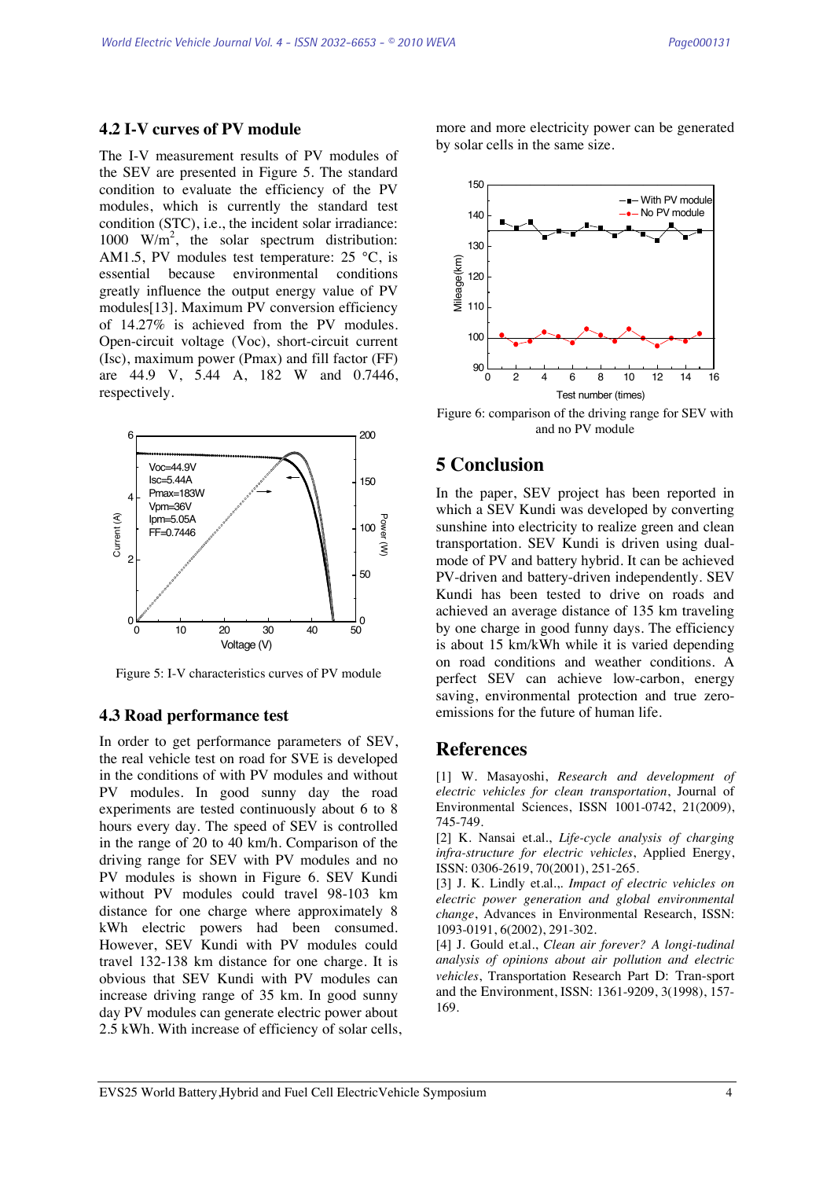### 4.2 I-V curves of PV module

The I-V measurement results of PV modules of the SEV are presented in Figure 5. The standard condition to evaluate the efficiency of the PV modules, which is currently the standard test condition (STC), i.e., the incident solar irradiance: 1000 W/m$^2$, the solar spectrum distribution: AM1.5, PV modules test temperature: 25 °C, is essential because environmental conditions greatly influence the output energy value of PV modules[13]. Maximum PV conversion efficiency of 14.27% is achieved from the PV modules. Open-circuit voltage (Voc), short-circuit current (Isc), maximum power (Pmax) and fill factor (FF) are 44.9 V, 5.44 A, 182 W and 0.7446, respectively.

Figure 5: I-V characteristics curves of PV module

### 4.3 Road performance test

In order to get performance parameters of SEV, the real vehicle test on road for SVE is developed in the conditions of with PV modules and without PV modules. In good sunny day the road experiments are tested continuously about 6 to 8 hours every day. The speed of SEV is controlled in the range of 20 to 40 km/h. Comparison of the driving range for SEV with PV modules and no PV modules is shown in Figure 6. SEV Kundi without PV modules could travel 98-103 km distance for one charge where approximately 8 kWh electric powers had been consumed. However, SEV Kundi with PV modules could travel 132-138 km distance for one charge. It is obvious that SEV Kundi with PV modules can increase driving range of 35 km. In good sunny day PV modules can generate electric power about 2.5 kWh. With increase of efficiency of solar cells, more and more electricity power can be generated by solar cells in the same size.

Figure 6: comparison of the driving range for SEV with and no PV module

## 5 Conclusion

In the paper, SEV project has been reported in which a SEV Kundi was developed by converting sunshine into electricity to realize green and clean transportation. SEV Kundi is driven using dual-mode of PV and battery hybrid. It can be achieved PV-driven and battery-driven independently. SEV Kundi has been tested to drive on roads and achieved an average distance of 135 km traveling by one charge in good funny days. The efficiency is about 15 km/kWh while it is varied depending on road conditions and weather conditions. A perfect SEV can achieve low-carbon, energy saving, environmental protection and true zero-emissions for the future of human life.

## References

[1] W. Masayoshi, *Research and development of electric vehicles for clean transportation*, Journal of Environmental Sciences, ISSN 1001-0742, 21(2009), 745-749.

[2] K. Nansai et.al., *Life-cycle analysis of charging infra-structure for electric vehicles*, Applied Energy, ISSN: 0306-2619, 70(2001), 251-265.

[3] J. K. Lindly et.al.,. *Impact of electric vehicles on electric power generation and global environmental change*, Advances in Environmental Research, ISSN: 1093-0191, 6(2002), 291-302.

[4] J. Gould et.al., *Clean air forever? A longi-tudinal analysis of opinions about air pollution and electric vehicles*, Transportation Research Part D: Tran-sport and the Environment, ISSN: 1361-9209, 3(1998), 157-169.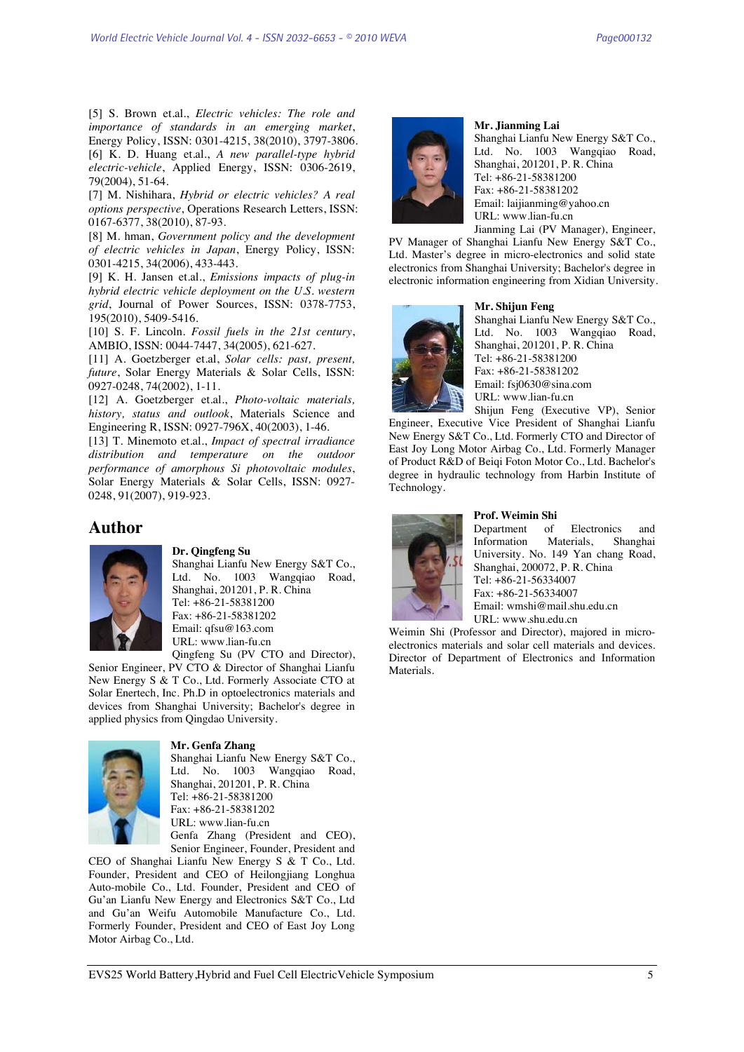[5] S. Brown et.al., *Electric vehicles: The role and importance of standards in an emerging market*, Energy Policy, ISSN: 0301-4215, 38(2010), 3797-3806.

[6] K. D. Huang et.al., *A new parallel-type hybrid electric-vehicle*, Applied Energy, ISSN: 0306-2619, 79(2004), 51-64.

[7] M. Nishihara, *Hybrid or electric vehicles? A real options perspective*, Operations Research Letters, ISSN: 0167-6377, 38(2010), 87-93.

[8] M. hman, *Government policy and the development of electric vehicles in Japan*, Energy Policy, ISSN: 0301-4215, 34(2006), 433-443.

[9] K. H. Jansen et.al., *Emissions impacts of plug-in hybrid electric vehicle deployment on the U.S. western grid*, Journal of Power Sources, ISSN: 0378-7753, 195(2010), 5409-5416.

[10] S. F. Lincoln. *Fossil fuels in the 21st century*, AMBIO, ISSN: 0044-7447, 34(2005), 621-627.

[11] A. Goetzberger et.al, *Solar cells: past, present, future*, Solar Energy Materials & Solar Cells, ISSN: 0927-0248, 74(2002), 1-11.

[12] A. Goetzberger et.al., *Photo-voltaic materials, history, status and outlook*, Materials Science and Engineering R, ISSN: 0927-796X, 40(2003), 1-46.

[13] T. Minemoto et.al., *Impact of spectral irradiance distribution and temperature on the outdoor performance of amorphous Si photovoltaic modules*, Solar Energy Materials & Solar Cells, ISSN: 0927-0248, 91(2007), 919-923.

## Author

**Dr. Qingfeng Su**
Shanghai Lianfu New Energy S&T Co., Ltd. No. 1003 Wangqiao Road, Shanghai, 201201, P. R. China
Tel: +86-21-58381200
Fax: +86-21-58381202
Email: qfsu@163.com
URL: www.lian-fu.cn

Qingfeng Su (PV CTO and Director), Senior Engineer, PV CTO & Director of Shanghai Lianfu New Energy S & T Co., Ltd. Formerly Associate CTO at Solar Enertech, Inc. Ph.D in optoelectronics materials and devices from Shanghai University; Bachelor's degree in applied physics from Qingdao University.

**Mr. Genfa Zhang**
Shanghai Lianfu New Energy S&T Co., Ltd. No. 1003 Wangqiao Road, Shanghai, 201201, P. R. China
Tel: +86-21-58381200
Fax: +86-21-58381202
URL: www.lian-fu.cn

Genfa Zhang (President and CEO), Senior Engineer, Founder, President and CEO of Shanghai Lianfu New Energy S & T Co., Ltd. Founder, President and CEO of Heilongjiang Longhua Auto-mobile Co., Ltd. Founder, President and CEO of Gu'an Lianfu New Energy and Electronics S&T Co., Ltd and Gu'an Weifu Automobile Manufacture Co., Ltd. Formerly Founder, President and CEO of East Joy Long Motor Airbag Co., Ltd.

**Mr. Jianming Lai**
Shanghai Lianfu New Energy S&T Co., Ltd. No. 1003 Wangqiao Road, Shanghai, 201201, P. R. China
Tel: +86-21-58381200
Fax: +86-21-58381202
Email: laijianming@yahoo.cn
URL: www.lian-fu.cn

Jianming Lai (PV Manager), Engineer, PV Manager of Shanghai Lianfu New Energy S&T Co., Ltd. Master's degree in micro-electronics and solid state electronics from Shanghai University; Bachelor's degree in electronic information engineering from Xidian University.

**Mr. Shijun Feng**
Shanghai Lianfu New Energy S&T Co., Ltd. No. 1003 Wangqiao Road, Shanghai, 201201, P. R. China
Tel: +86-21-58381200
Fax: +86-21-58381202
Email: fsj0630@sina.com
URL: www.lian-fu.cn

Shijun Feng (Executive VP), Senior Engineer, Executive Vice President of Shanghai Lianfu New Energy S&T Co., Ltd. Formerly CTO and Director of East Joy Long Motor Airbag Co., Ltd. Formerly Manager of Product R&D of Beiqi Foton Motor Co., Ltd. Bachelor's degree in hydraulic technology from Harbin Institute of Technology.

**Prof. Weimin Shi**
Department of Electronics and Information Materials, Shanghai University. No. 149 Yan chang Road, Shanghai, 200072, P. R. China
Tel: +86-21-56334007
Fax: +86-21-56334007
Email: wmshi@mail.shu.edu.cn
URL: www.shu.edu.cn

Weimin Shi (Professor and Director), majored in micro-electronics materials and solar cell materials and devices. Director of Department of Electronics and Information Materials.